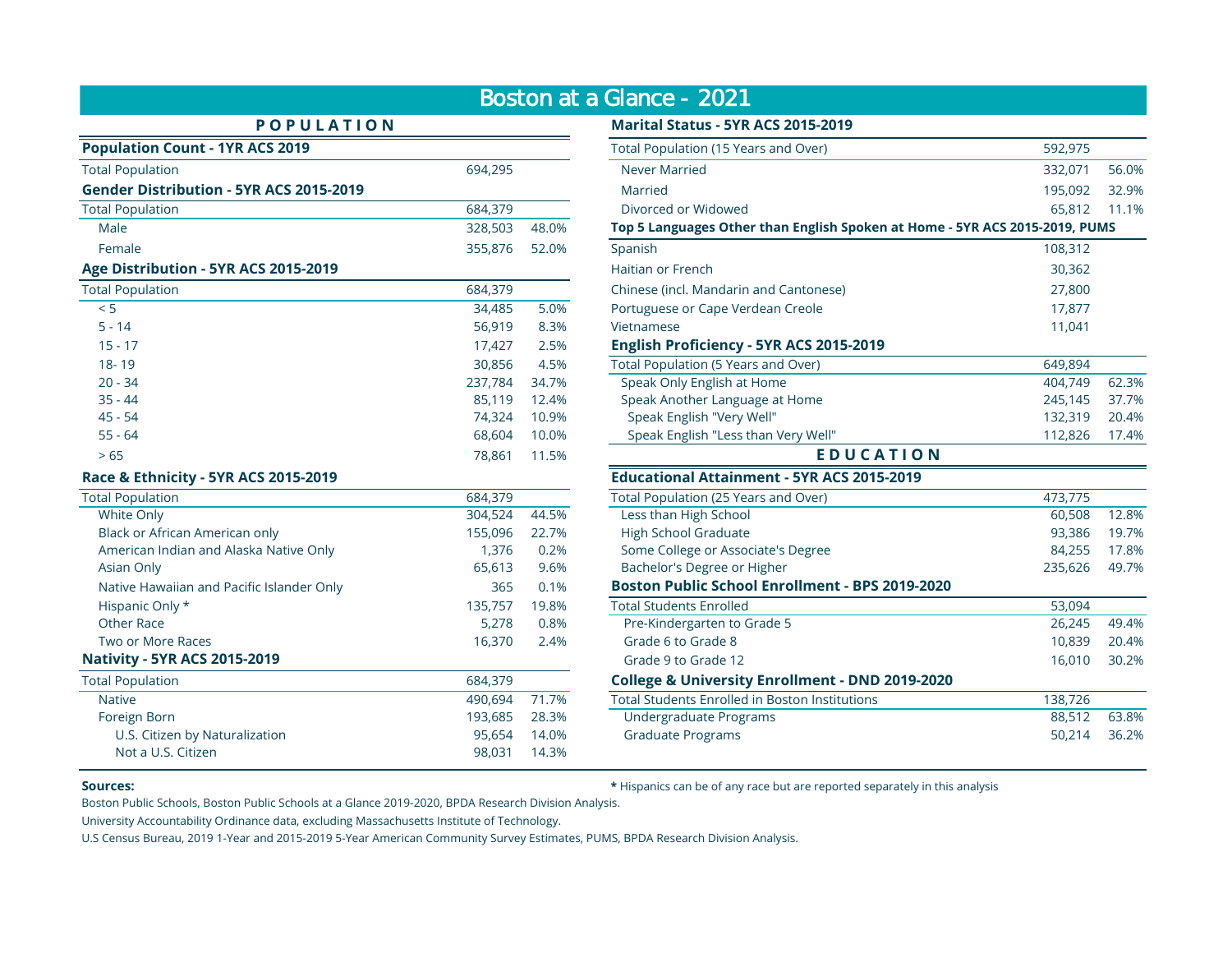# Boston at a Glance - 2021

## POPULATION

### Population Count - 1YR ACS 2019

| | | |
|---|---|---|
| Total Population | 694,295 | |

### Gender Distribution - 5YR ACS 2015-2019

| | | |
|---|---|---|
| Total Population | 684,379 | |
| Male | 328,503 | 48.0% |
| Female | 355,876 | 52.0% |

### Age Distribution - 5YR ACS 2015-2019

| | | |
|---|---|---|
| Total Population | 684,379 | |
| < 5 | 34,485 | 5.0% |
| 5 - 14 | 56,919 | 8.3% |
| 15 - 17 | 17,427 | 2.5% |
| 18- 19 | 30,856 | 4.5% |
| 20 - 34 | 237,784 | 34.7% |
| 35 - 44 | 85,119 | 12.4% |
| 45 - 54 | 74,324 | 10.9% |
| 55 - 64 | 68,604 | 10.0% |
| > 65 | 78,861 | 11.5% |

### Race & Ethnicity - 5YR ACS 2015-2019

| | | |
|---|---|---|
| Total Population | 684,379 | |
| White Only | 304,524 | 44.5% |
| Black or African American only | 155,096 | 22.7% |
| American Indian and Alaska Native Only | 1,376 | 0.2% |
| Asian Only | 65,613 | 9.6% |
| Native Hawaiian and Pacific Islander Only | 365 | 0.1% |
| Hispanic Only * | 135,757 | 19.8% |
| Other Race | 5,278 | 0.8% |
| Two or More Races | 16,370 | 2.4% |

### Nativity - 5YR ACS 2015-2019

| | | |
|---|---|---|
| Total Population | 684,379 | |
| Native | 490,694 | 71.7% |
| Foreign Born | 193,685 | 28.3% |
| U.S. Citizen by Naturalization | 95,654 | 14.0% |
| Not a U.S. Citizen | 98,031 | 14.3% |

### Marital Status - 5YR ACS 2015-2019

| | | |
|---|---|---|
| Total Population (15 Years and Over) | 592,975 | |
| Never Married | 332,071 | 56.0% |
| Married | 195,092 | 32.9% |
| Divorced or Widowed | 65,812 | 11.1% |

### Top 5 Languages Other than English Spoken at Home - 5YR ACS 2015-2019, PUMS

| | |
|---|---|
| Spanish | 108,312 |
| Haitian or French | 30,362 |
| Chinese (incl. Mandarin and Cantonese) | 27,800 |
| Portuguese or Cape Verdean Creole | 17,877 |
| Vietnamese | 11,041 |

### English Proficiency - 5YR ACS 2015-2019

| | | |
|---|---|---|
| Total Population (5 Years and Over) | 649,894 | |
| Speak Only English at Home | 404,749 | 62.3% |
| Speak Another Language at Home | 245,145 | 37.7% |
| Speak English "Very Well" | 132,319 | 20.4% |
| Speak English "Less than Very Well" | 112,826 | 17.4% |

## EDUCATION

### Educational Attainment - 5YR ACS 2015-2019

| | | |
|---|---|---|
| Total Population (25 Years and Over) | 473,775 | |
| Less than High School | 60,508 | 12.8% |
| High School Graduate | 93,386 | 19.7% |
| Some College or Associate's Degree | 84,255 | 17.8% |
| Bachelor's Degree or Higher | 235,626 | 49.7% |

### Boston Public School Enrollment - BPS 2019-2020

| | | |
|---|---|---|
| Total Students Enrolled | 53,094 | |
| Pre-Kindergarten to Grade 5 | 26,245 | 49.4% |
| Grade 6 to Grade 8 | 10,839 | 20.4% |
| Grade 9 to Grade 12 | 16,010 | 30.2% |

### College & University Enrollment - DND 2019-2020

| | | |
|---|---|---|
| Total Students Enrolled in Boston Institutions | 138,726 | |
| Undergraduate Programs | 88,512 | 63.8% |
| Graduate Programs | 50,214 | 36.2% |

**Sources:**

Boston Public Schools, Boston Public Schools at a Glance 2019-2020, BPDA Research Division Analysis.

University Accountability Ordinance data, excluding Massachusetts Institute of Technology.

U.S Census Bureau, 2019 1-Year and 2015-2019 5-Year American Community Survey Estimates, PUMS, BPDA Research Division Analysis.

**\*** Hispanics can be of any race but are reported separately in this analysis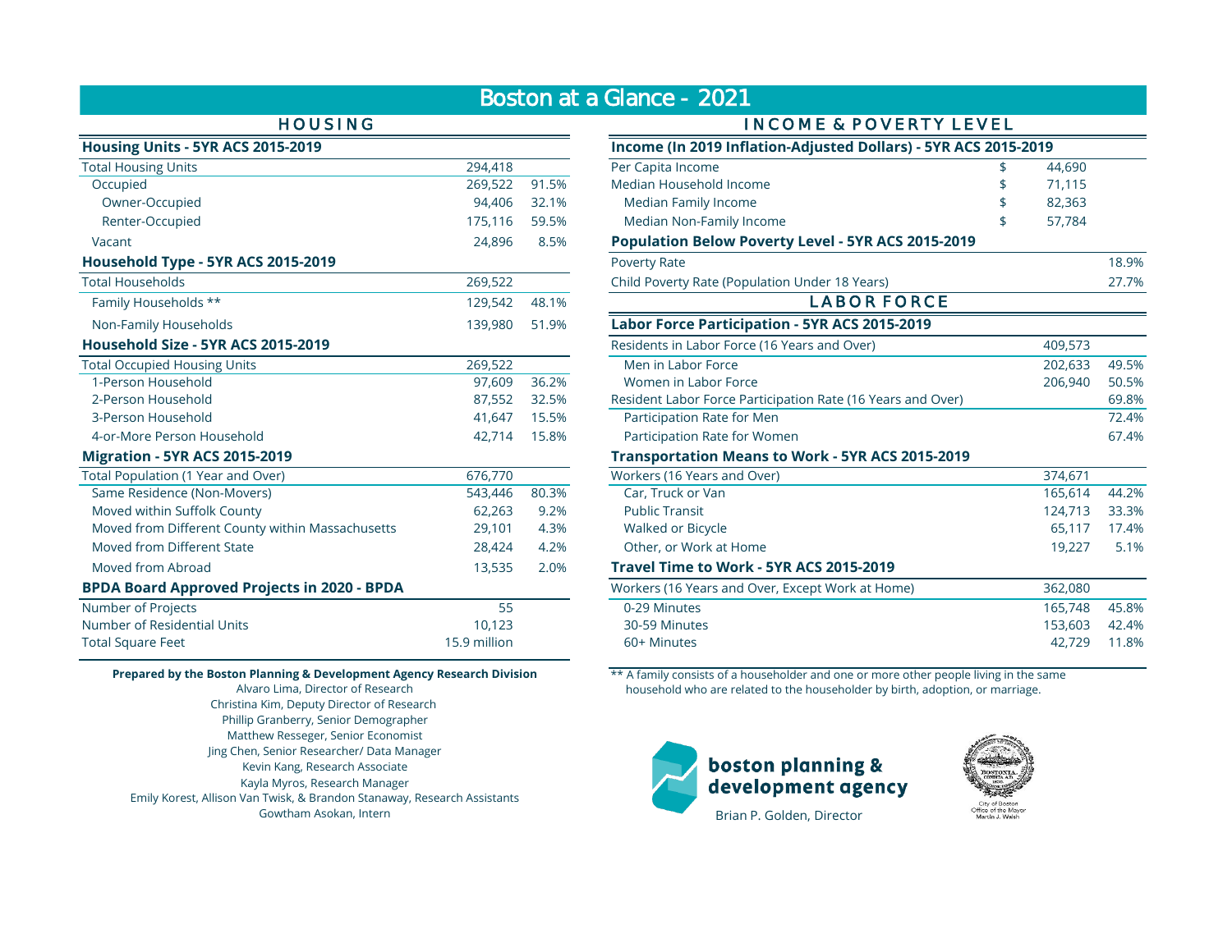# Boston at a Glance - 2021

## HOUSING

| Housing Units - 5YR ACS 2015-2019 | | |
|---|---|---|
| Total Housing Units | 294,418 | |
| Occupied | 269,522 | 91.5% |
| Owner-Occupied | 94,406 | 32.1% |
| Renter-Occupied | 175,116 | 59.5% |
| Vacant | 24,896 | 8.5% |

| Household Type - 5YR ACS 2015-2019 | | |
|---|---|---|
| Total Households | 269,522 | |
| Family Households ** | 129,542 | 48.1% |
| Non-Family Households | 139,980 | 51.9% |

| Household Size - 5YR ACS 2015-2019 | | |
|---|---|---|
| Total Occupied Housing Units | 269,522 | |
| 1-Person Household | 97,609 | 36.2% |
| 2-Person Household | 87,552 | 32.5% |
| 3-Person Household | 41,647 | 15.5% |
| 4-or-More Person Household | 42,714 | 15.8% |

| Migration - 5YR ACS 2015-2019 | | |
|---|---|---|
| Total Population (1 Year and Over) | 676,770 | |
| Same Residence (Non-Movers) | 543,446 | 80.3% |
| Moved within Suffolk County | 62,263 | 9.2% |
| Moved from Different County within Massachusetts | 29,101 | 4.3% |
| Moved from Different State | 28,424 | 4.2% |
| Moved from Abroad | 13,535 | 2.0% |

| BPDA Board Approved Projects in 2020 - BPDA | |
|---|---|
| Number of Projects | 55 |
| Number of Residential Units | 10,123 |
| Total Square Feet | 15.9 million |

## INCOME & POVERTY LEVEL

| Income (In 2019 Inflation-Adjusted Dollars) - 5YR ACS 2015-2019 | |
|---|---|
| Per Capita Income | $ 44,690 |
| Median Household Income | $ 71,115 |
| Median Family Income | $ 82,363 |
| Median Non-Family Income | $ 57,784 |

| Population Below Poverty Level - 5YR ACS 2015-2019 | |
|---|---|
| Poverty Rate | 18.9% |
| Child Poverty Rate (Population Under 18 Years) | 27.7% |

## LABOR FORCE

| Labor Force Participation - 5YR ACS 2015-2019 | | |
|---|---|---|
| Residents in Labor Force (16 Years and Over) | 409,573 | |
| Men in Labor Force | 202,633 | 49.5% |
| Women in Labor Force | 206,940 | 50.5% |
| Resident Labor Force Participation Rate (16 Years and Over) | | 69.8% |
| Participation Rate for Men | | 72.4% |
| Participation Rate for Women | | 67.4% |

| Transportation Means to Work - 5YR ACS 2015-2019 | | |
|---|---|---|
| Workers (16 Years and Over) | 374,671 | |
| Car, Truck or Van | 165,614 | 44.2% |
| Public Transit | 124,713 | 33.3% |
| Walked or Bicycle | 65,117 | 17.4% |
| Other, or Work at Home | 19,227 | 5.1% |

| Travel Time to Work - 5YR ACS 2015-2019 | | |
|---|---|---|
| Workers (16 Years and Over, Except Work at Home) | 362,080 | |
| 0-29 Minutes | 165,748 | 45.8% |
| 30-59 Minutes | 153,603 | 42.4% |
| 60+ Minutes | 42,729 | 11.8% |

** A family consists of a householder and one or more other people living in the same household who are related to the householder by birth, adoption, or marriage.

**Prepared by the Boston Planning & Development Agency Research Division**
Alvaro Lima, Director of Research
Christina Kim, Deputy Director of Research
Phillip Granberry, Senior Demographer
Matthew Resseger, Senior Economist
Jing Chen, Senior Researcher/ Data Manager
Kevin Kang, Research Associate
Kayla Myros, Research Manager
Emily Korest, Allison Van Twisk, & Brandon Stanaway, Research Assistants
Gowtham Asokan, Intern

boston planning & development agency
Brian P. Golden, Director

City of Boston
Office of the Mayor
Martin J. Walsh